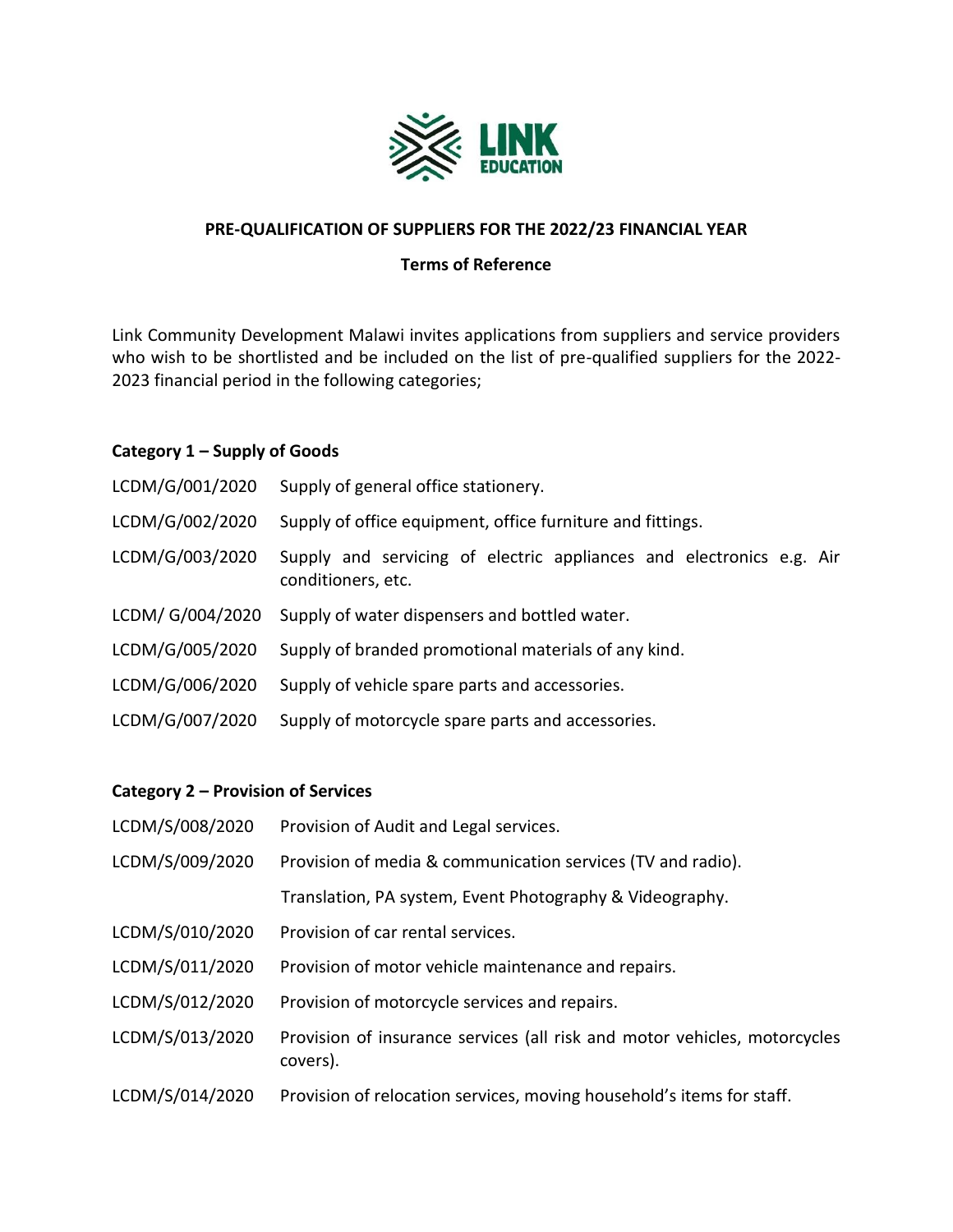# PRE-QUALIFICATION OF SUPPLIERS FOR THE 2022/23 FINANCIAL YEAR

## Terms of Reference

Link Community Development Malawi invites applications from suppliers and service providers who wish to be shortlisted and be included on the list of pre-qualified suppliers for the 2022-2023 financial period in the following categories;

### Category 1 – Supply of Goods

| | |
|---|---|
| LCDM/G/001/2020 | Supply of general office stationery. |
| LCDM/G/002/2020 | Supply of office equipment, office furniture and fittings. |
| LCDM/G/003/2020 | Supply and servicing of electric appliances and electronics e.g. Air conditioners, etc. |
| LCDM/ G/004/2020 | Supply of water dispensers and bottled water. |
| LCDM/G/005/2020 | Supply of branded promotional materials of any kind. |
| LCDM/G/006/2020 | Supply of vehicle spare parts and accessories. |
| LCDM/G/007/2020 | Supply of motorcycle spare parts and accessories. |

### Category 2 – Provision of Services

| | |
|---|---|
| LCDM/S/008/2020 | Provision of Audit and Legal services. |
| LCDM/S/009/2020 | Provision of media & communication services (TV and radio). Translation, PA system, Event Photography & Videography. |
| LCDM/S/010/2020 | Provision of car rental services. |
| LCDM/S/011/2020 | Provision of motor vehicle maintenance and repairs. |
| LCDM/S/012/2020 | Provision of motorcycle services and repairs. |
| LCDM/S/013/2020 | Provision of insurance services (all risk and motor vehicles, motorcycles covers). |
| LCDM/S/014/2020 | Provision of relocation services, moving household's items for staff. |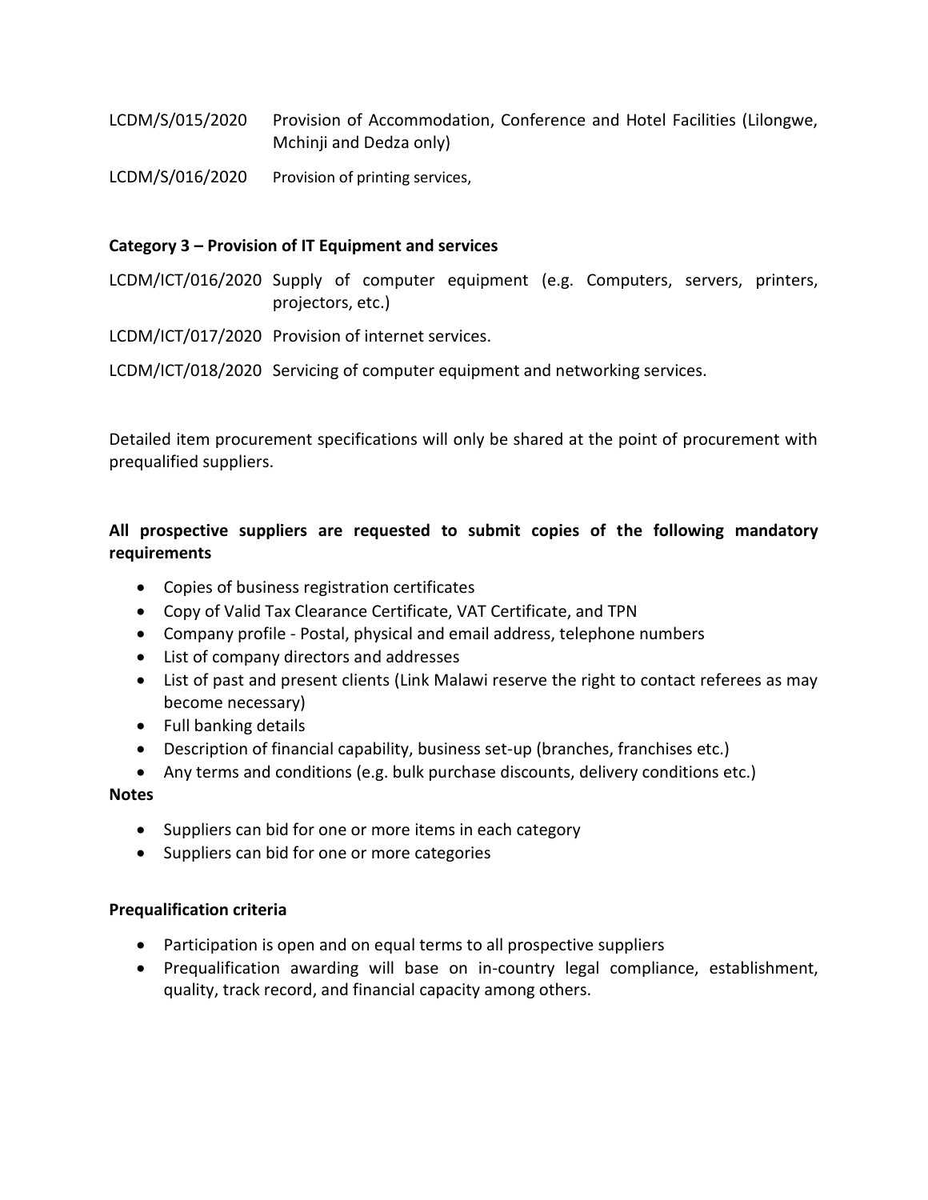LCDM/S/015/2020 Provision of Accommodation, Conference and Hotel Facilities (Lilongwe, Mchinji and Dedza only)

LCDM/S/016/2020 Provision of printing services,

**Category 3 – Provision of IT Equipment and services**

LCDM/ICT/016/2020 Supply of computer equipment (e.g. Computers, servers, printers, projectors, etc.)

LCDM/ICT/017/2020 Provision of internet services.

LCDM/ICT/018/2020 Servicing of computer equipment and networking services.

Detailed item procurement specifications will only be shared at the point of procurement with prequalified suppliers.

**All prospective suppliers are requested to submit copies of the following mandatory requirements**

- Copies of business registration certificates
- Copy of Valid Tax Clearance Certificate, VAT Certificate, and TPN
- Company profile - Postal, physical and email address, telephone numbers
- List of company directors and addresses
- List of past and present clients (Link Malawi reserve the right to contact referees as may become necessary)
- Full banking details
- Description of financial capability, business set-up (branches, franchises etc.)
- Any terms and conditions (e.g. bulk purchase discounts, delivery conditions etc.)

**Notes**

- Suppliers can bid for one or more items in each category
- Suppliers can bid for one or more categories

**Prequalification criteria**

- Participation is open and on equal terms to all prospective suppliers
- Prequalification awarding will base on in-country legal compliance, establishment, quality, track record, and financial capacity among others.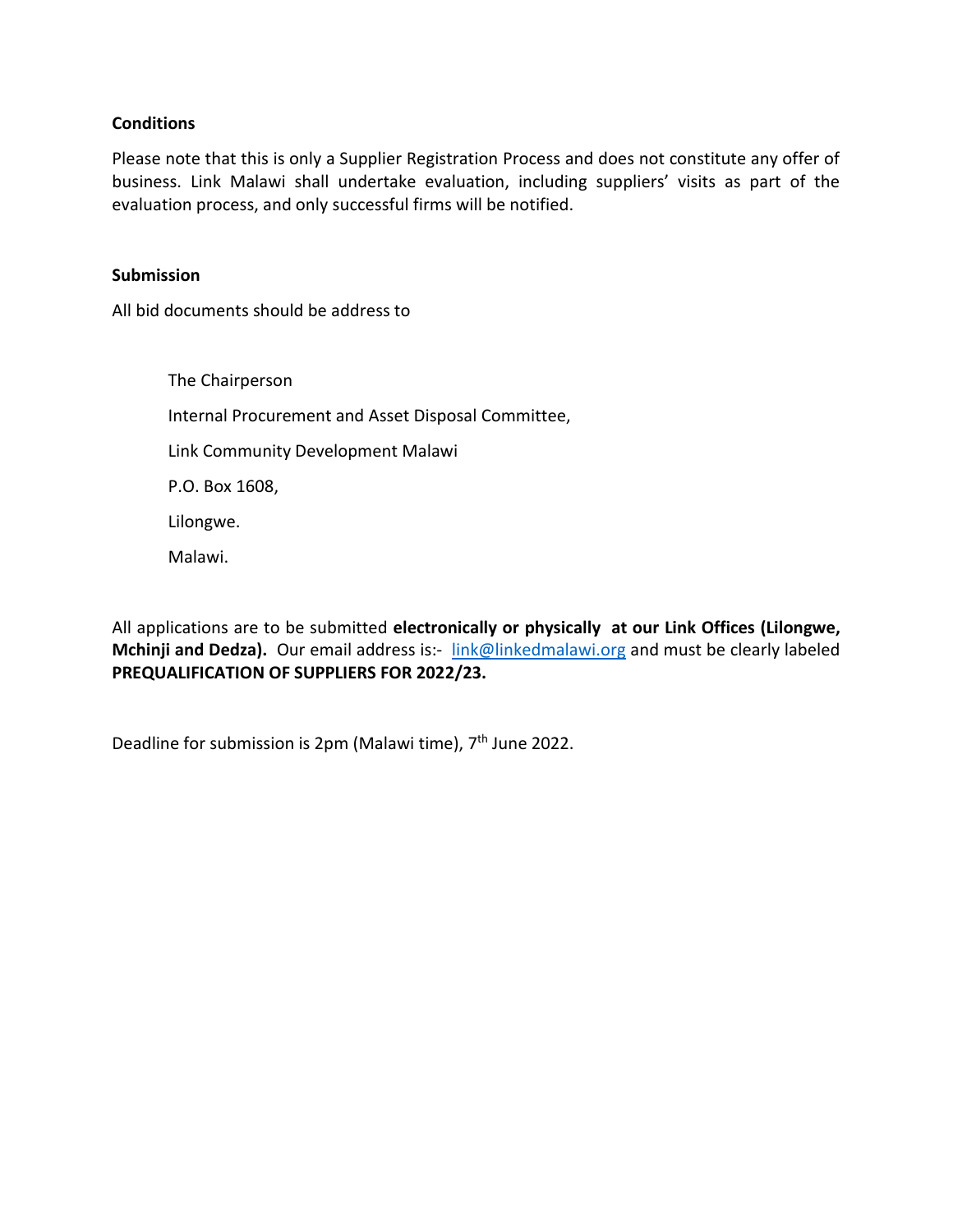**Conditions**

Please note that this is only a Supplier Registration Process and does not constitute any offer of business. Link Malawi shall undertake evaluation, including suppliers' visits as part of the evaluation process, and only successful firms will be notified.

**Submission**

All bid documents should be address to

The Chairperson

Internal Procurement and Asset Disposal Committee,

Link Community Development Malawi

P.O. Box 1608,

Lilongwe.

Malawi.

All applications are to be submitted **electronically or physically at our Link Offices (Lilongwe, Mchinji and Dedza).** Our email address is:- [link@linkedmalawi.org](mailto:link@linkedmalawi.org) and must be clearly labeled **PREQUALIFICATION OF SUPPLIERS FOR 2022/23.**

Deadline for submission is 2pm (Malawi time), 7th June 2022.